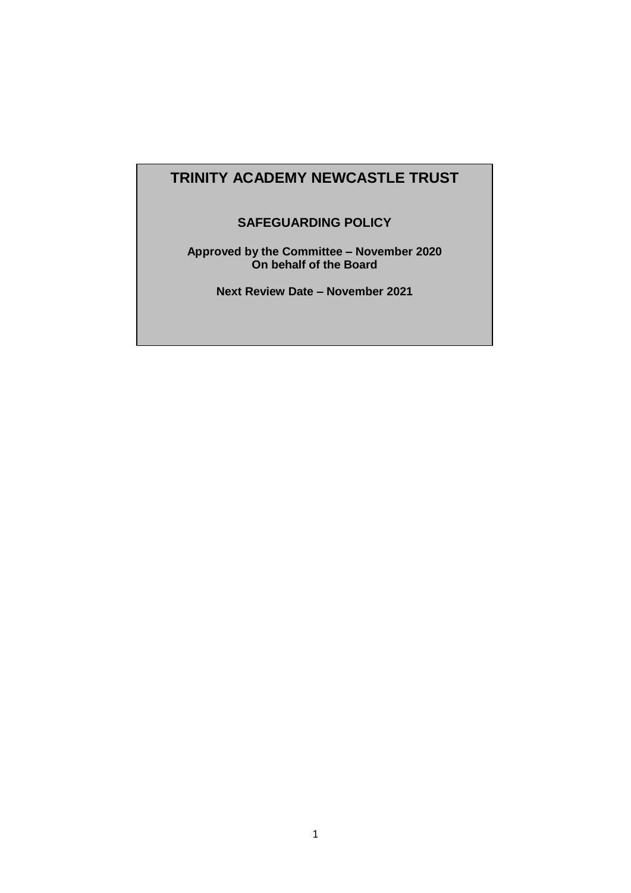# TRINITY ACADEMY NEWCASTLE TRUST

## SAFEGUARDING POLICY

**Approved by the Committee – November 2020**
**On behalf of the Board**

**Next Review Date – November 2021**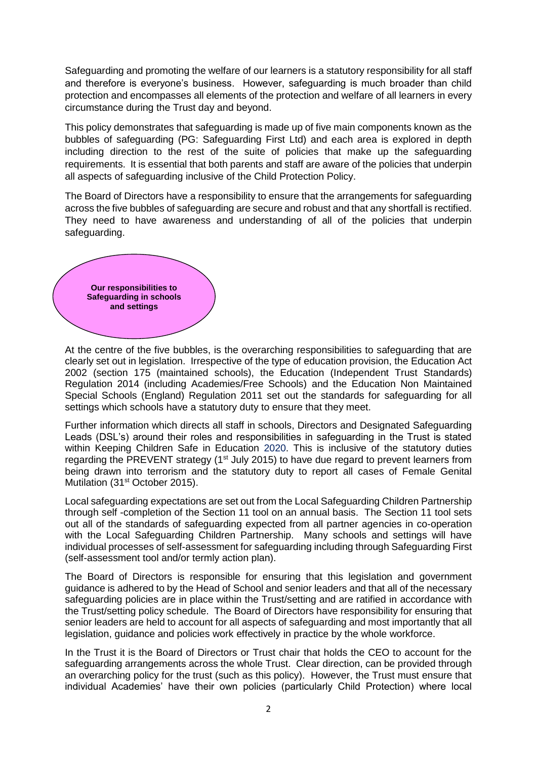Safeguarding and promoting the welfare of our learners is a statutory responsibility for all staff and therefore is everyone's business. However, safeguarding is much broader than child protection and encompasses all elements of the protection and welfare of all learners in every circumstance during the Trust day and beyond.

This policy demonstrates that safeguarding is made up of five main components known as the bubbles of safeguarding (PG: Safeguarding First Ltd) and each area is explored in depth including direction to the rest of the suite of policies that make up the safeguarding requirements. It is essential that both parents and staff are aware of the policies that underpin all aspects of safeguarding inclusive of the Child Protection Policy.

The Board of Directors have a responsibility to ensure that the arrangements for safeguarding across the five bubbles of safeguarding are secure and robust and that any shortfall is rectified. They need to have awareness and understanding of all of the policies that underpin safeguarding.

**Our responsibilities to Safeguarding in schools and settings**

At the centre of the five bubbles, is the overarching responsibilities to safeguarding that are clearly set out in legislation. Irrespective of the type of education provision, the Education Act 2002 (section 175 (maintained schools), the Education (Independent Trust Standards) Regulation 2014 (including Academies/Free Schools) and the Education Non Maintained Special Schools (England) Regulation 2011 set out the standards for safeguarding for all settings which schools have a statutory duty to ensure that they meet.

Further information which directs all staff in schools, Directors and Designated Safeguarding Leads (DSL's) around their roles and responsibilities in safeguarding in the Trust is stated within Keeping Children Safe in Education 2020. This is inclusive of the statutory duties regarding the PREVENT strategy (1st July 2015) to have due regard to prevent learners from being drawn into terrorism and the statutory duty to report all cases of Female Genital Mutilation (31st October 2015).

Local safeguarding expectations are set out from the Local Safeguarding Children Partnership through self -completion of the Section 11 tool on an annual basis. The Section 11 tool sets out all of the standards of safeguarding expected from all partner agencies in co-operation with the Local Safeguarding Children Partnership. Many schools and settings will have individual processes of self-assessment for safeguarding including through Safeguarding First (self-assessment tool and/or termly action plan).

The Board of Directors is responsible for ensuring that this legislation and government guidance is adhered to by the Head of School and senior leaders and that all of the necessary safeguarding policies are in place within the Trust/setting and are ratified in accordance with the Trust/setting policy schedule. The Board of Directors have responsibility for ensuring that senior leaders are held to account for all aspects of safeguarding and most importantly that all legislation, guidance and policies work effectively in practice by the whole workforce.

In the Trust it is the Board of Directors or Trust chair that holds the CEO to account for the safeguarding arrangements across the whole Trust. Clear direction, can be provided through an overarching policy for the trust (such as this policy). However, the Trust must ensure that individual Academies' have their own policies (particularly Child Protection) where local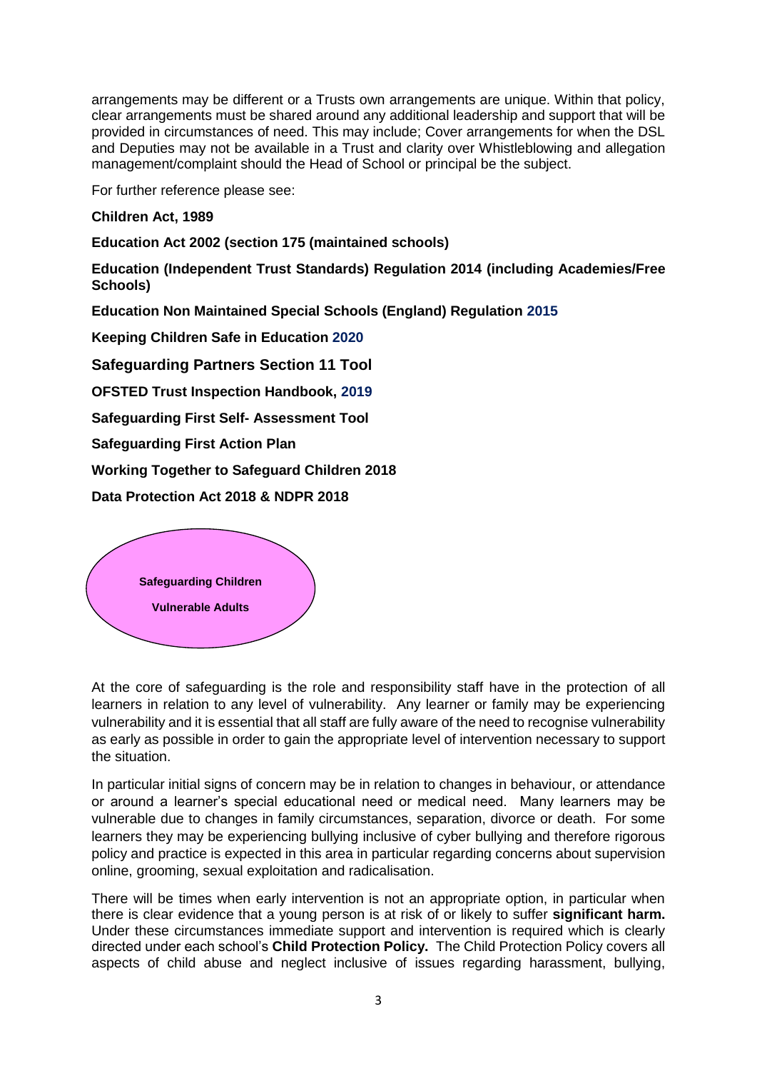arrangements may be different or a Trusts own arrangements are unique. Within that policy, clear arrangements must be shared around any additional leadership and support that will be provided in circumstances of need. This may include; Cover arrangements for when the DSL and Deputies may not be available in a Trust and clarity over Whistleblowing and allegation management/complaint should the Head of School or principal be the subject.

For further reference please see:

**Children Act, 1989**

**Education Act 2002 (section 175 (maintained schools)**

**Education (Independent Trust Standards) Regulation 2014 (including Academies/Free Schools)**

**Education Non Maintained Special Schools (England) Regulation 2015**

**Keeping Children Safe in Education 2020**

**Safeguarding Partners Section 11 Tool**

**OFSTED Trust Inspection Handbook, 2019**

**Safeguarding First Self- Assessment Tool**

**Safeguarding First Action Plan**

**Working Together to Safeguard Children 2018**

**Data Protection Act 2018 & NDPR 2018**

**Safeguarding Children**

**Vulnerable Adults**

At the core of safeguarding is the role and responsibility staff have in the protection of all learners in relation to any level of vulnerability. Any learner or family may be experiencing vulnerability and it is essential that all staff are fully aware of the need to recognise vulnerability as early as possible in order to gain the appropriate level of intervention necessary to support the situation.

In particular initial signs of concern may be in relation to changes in behaviour, or attendance or around a learner's special educational need or medical need. Many learners may be vulnerable due to changes in family circumstances, separation, divorce or death. For some learners they may be experiencing bullying inclusive of cyber bullying and therefore rigorous policy and practice is expected in this area in particular regarding concerns about supervision online, grooming, sexual exploitation and radicalisation.

There will be times when early intervention is not an appropriate option, in particular when there is clear evidence that a young person is at risk of or likely to suffer **significant harm.** Under these circumstances immediate support and intervention is required which is clearly directed under each school's **Child Protection Policy.** The Child Protection Policy covers all aspects of child abuse and neglect inclusive of issues regarding harassment, bullying,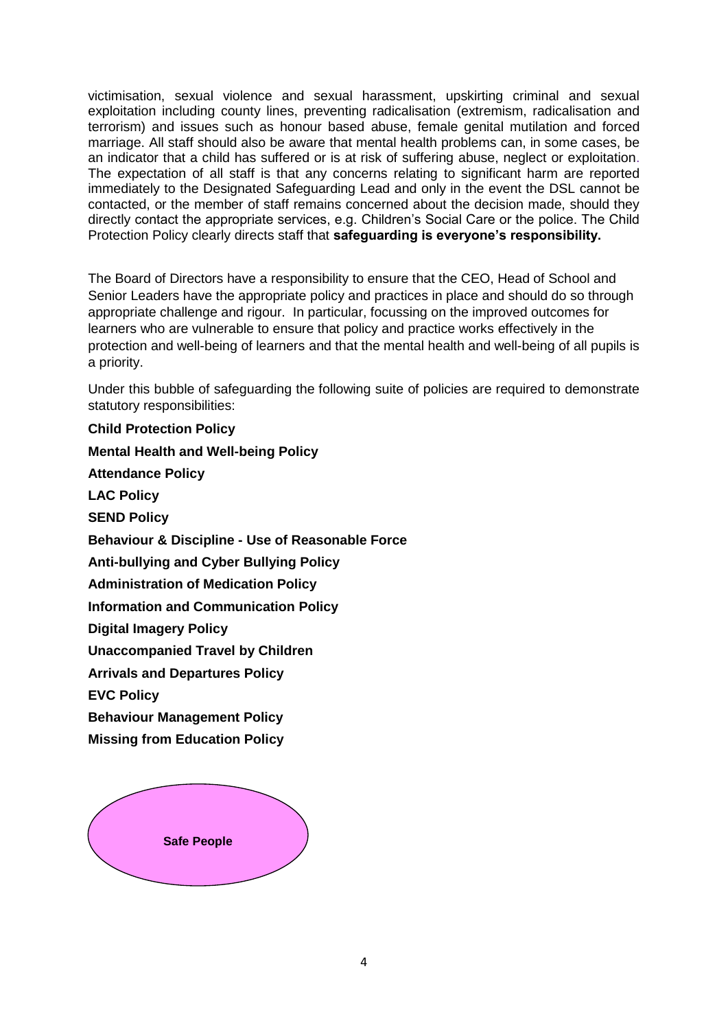victimisation, sexual violence and sexual harassment, upskirting criminal and sexual exploitation including county lines, preventing radicalisation (extremism, radicalisation and terrorism) and issues such as honour based abuse, female genital mutilation and forced marriage. All staff should also be aware that mental health problems can, in some cases, be an indicator that a child has suffered or is at risk of suffering abuse, neglect or exploitation. The expectation of all staff is that any concerns relating to significant harm are reported immediately to the Designated Safeguarding Lead and only in the event the DSL cannot be contacted, or the member of staff remains concerned about the decision made, should they directly contact the appropriate services, e.g. Children's Social Care or the police. The Child Protection Policy clearly directs staff that **safeguarding is everyone's responsibility.**

The Board of Directors have a responsibility to ensure that the CEO, Head of School and Senior Leaders have the appropriate policy and practices in place and should do so through appropriate challenge and rigour. In particular, focussing on the improved outcomes for learners who are vulnerable to ensure that policy and practice works effectively in the protection and well-being of learners and that the mental health and well-being of all pupils is a priority.

Under this bubble of safeguarding the following suite of policies are required to demonstrate statutory responsibilities:

**Child Protection Policy**

**Mental Health and Well-being Policy**

**Attendance Policy**

**LAC Policy**

**SEND Policy**

**Behaviour & Discipline - Use of Reasonable Force**

**Anti-bullying and Cyber Bullying Policy**

**Administration of Medication Policy**

**Information and Communication Policy**

**Digital Imagery Policy**

**Unaccompanied Travel by Children**

**Arrivals and Departures Policy**

**EVC Policy**

**Behaviour Management Policy**

**Missing from Education Policy**

**Safe People**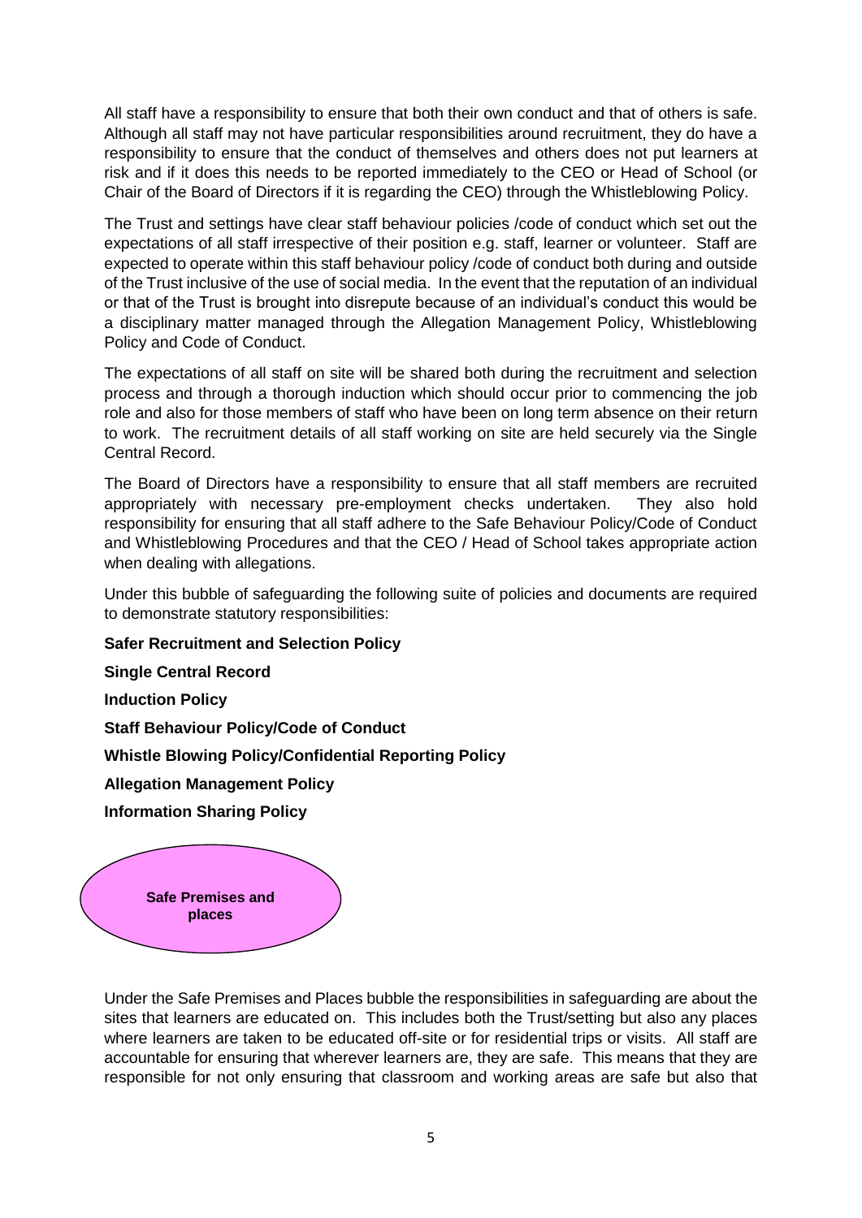All staff have a responsibility to ensure that both their own conduct and that of others is safe. Although all staff may not have particular responsibilities around recruitment, they do have a responsibility to ensure that the conduct of themselves and others does not put learners at risk and if it does this needs to be reported immediately to the CEO or Head of School (or Chair of the Board of Directors if it is regarding the CEO) through the Whistleblowing Policy.

The Trust and settings have clear staff behaviour policies /code of conduct which set out the expectations of all staff irrespective of their position e.g. staff, learner or volunteer. Staff are expected to operate within this staff behaviour policy /code of conduct both during and outside of the Trust inclusive of the use of social media. In the event that the reputation of an individual or that of the Trust is brought into disrepute because of an individual's conduct this would be a disciplinary matter managed through the Allegation Management Policy, Whistleblowing Policy and Code of Conduct.

The expectations of all staff on site will be shared both during the recruitment and selection process and through a thorough induction which should occur prior to commencing the job role and also for those members of staff who have been on long term absence on their return to work. The recruitment details of all staff working on site are held securely via the Single Central Record.

The Board of Directors have a responsibility to ensure that all staff members are recruited appropriately with necessary pre-employment checks undertaken. They also hold responsibility for ensuring that all staff adhere to the Safe Behaviour Policy/Code of Conduct and Whistleblowing Procedures and that the CEO / Head of School takes appropriate action when dealing with allegations.

Under this bubble of safeguarding the following suite of policies and documents are required to demonstrate statutory responsibilities:

**Safer Recruitment and Selection Policy**

**Single Central Record**

**Induction Policy**

**Staff Behaviour Policy/Code of Conduct**

**Whistle Blowing Policy/Confidential Reporting Policy**

**Allegation Management Policy**

**Information Sharing Policy**

**Safe Premises and places**

Under the Safe Premises and Places bubble the responsibilities in safeguarding are about the sites that learners are educated on. This includes both the Trust/setting but also any places where learners are taken to be educated off-site or for residential trips or visits. All staff are accountable for ensuring that wherever learners are, they are safe. This means that they are responsible for not only ensuring that classroom and working areas are safe but also that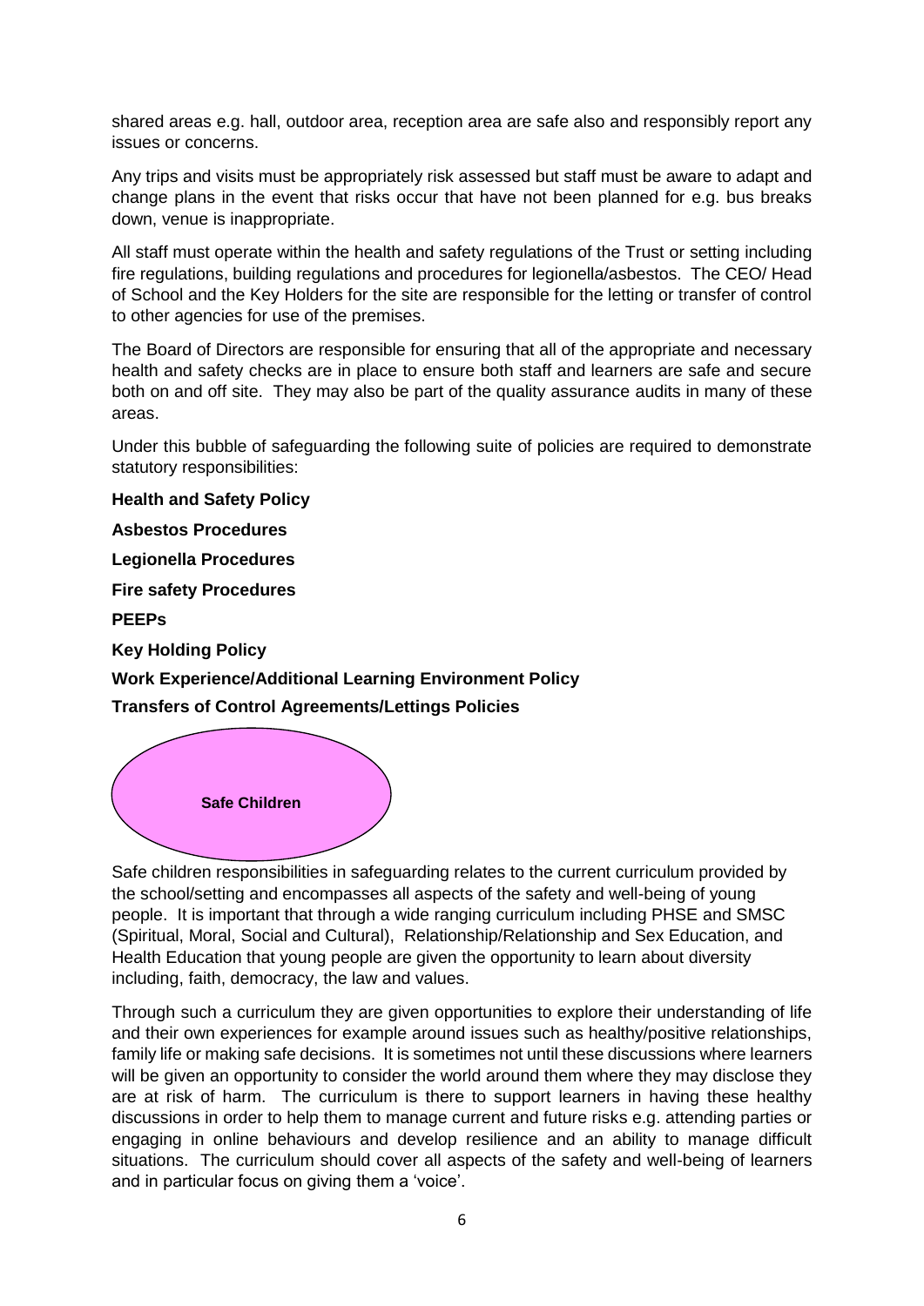shared areas e.g. hall, outdoor area, reception area are safe also and responsibly report any issues or concerns.

Any trips and visits must be appropriately risk assessed but staff must be aware to adapt and change plans in the event that risks occur that have not been planned for e.g. bus breaks down, venue is inappropriate.

All staff must operate within the health and safety regulations of the Trust or setting including fire regulations, building regulations and procedures for legionella/asbestos. The CEO/ Head of School and the Key Holders for the site are responsible for the letting or transfer of control to other agencies for use of the premises.

The Board of Directors are responsible for ensuring that all of the appropriate and necessary health and safety checks are in place to ensure both staff and learners are safe and secure both on and off site. They may also be part of the quality assurance audits in many of these areas.

Under this bubble of safeguarding the following suite of policies are required to demonstrate statutory responsibilities:

**Health and Safety Policy**

**Asbestos Procedures**

**Legionella Procedures**

**Fire safety Procedures**

**PEEPs**

**Key Holding Policy**

**Work Experience/Additional Learning Environment Policy**

**Transfers of Control Agreements/Lettings Policies**

**Safe Children**

Safe children responsibilities in safeguarding relates to the current curriculum provided by the school/setting and encompasses all aspects of the safety and well-being of young people. It is important that through a wide ranging curriculum including PHSE and SMSC (Spiritual, Moral, Social and Cultural), Relationship/Relationship and Sex Education, and Health Education that young people are given the opportunity to learn about diversity including, faith, democracy, the law and values.

Through such a curriculum they are given opportunities to explore their understanding of life and their own experiences for example around issues such as healthy/positive relationships, family life or making safe decisions. It is sometimes not until these discussions where learners will be given an opportunity to consider the world around them where they may disclose they are at risk of harm. The curriculum is there to support learners in having these healthy discussions in order to help them to manage current and future risks e.g. attending parties or engaging in online behaviours and develop resilience and an ability to manage difficult situations. The curriculum should cover all aspects of the safety and well-being of learners and in particular focus on giving them a 'voice'.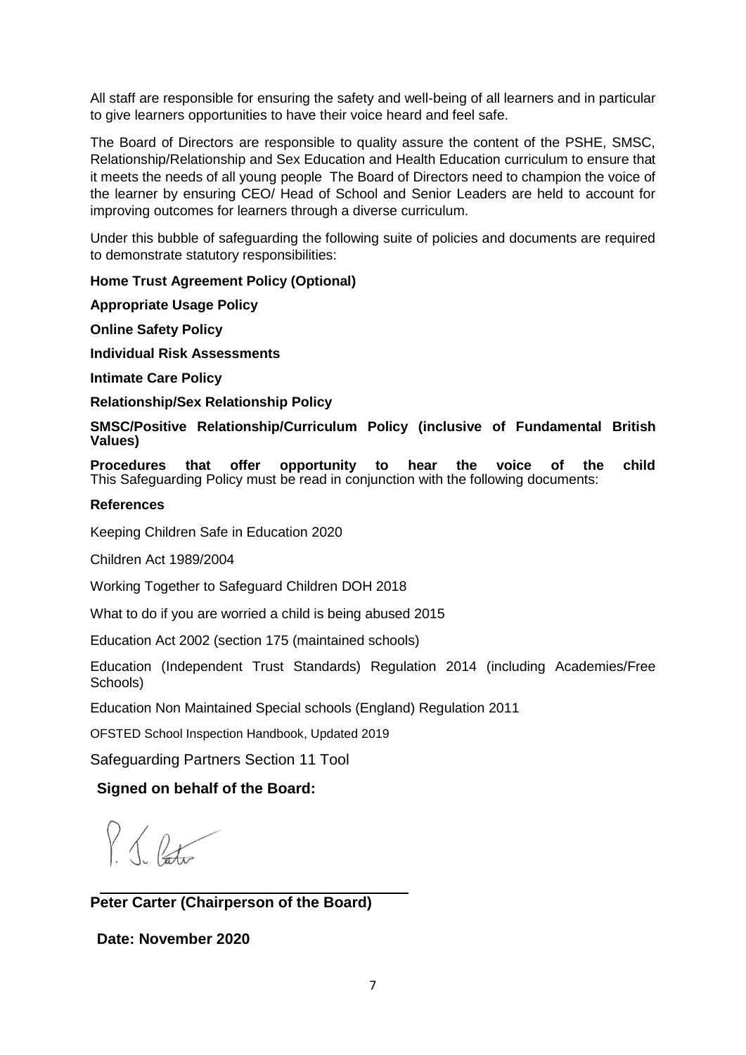All staff are responsible for ensuring the safety and well-being of all learners and in particular to give learners opportunities to have their voice heard and feel safe.

The Board of Directors are responsible to quality assure the content of the PSHE, SMSC, Relationship/Relationship and Sex Education and Health Education curriculum to ensure that it meets the needs of all young people The Board of Directors need to champion the voice of the learner by ensuring CEO/ Head of School and Senior Leaders are held to account for improving outcomes for learners through a diverse curriculum.

Under this bubble of safeguarding the following suite of policies and documents are required to demonstrate statutory responsibilities:

**Home Trust Agreement Policy (Optional)**

**Appropriate Usage Policy**

**Online Safety Policy**

**Individual Risk Assessments**

**Intimate Care Policy**

**Relationship/Sex Relationship Policy**

**SMSC/Positive Relationship/Curriculum Policy (inclusive of Fundamental British Values)**

**Procedures that offer opportunity to hear the voice of the child**
This Safeguarding Policy must be read in conjunction with the following documents:

**References**

Keeping Children Safe in Education 2020

Children Act 1989/2004

Working Together to Safeguard Children DOH 2018

What to do if you are worried a child is being abused 2015

Education Act 2002 (section 175 (maintained schools)

Education (Independent Trust Standards) Regulation 2014 (including Academies/Free Schools)

Education Non Maintained Special schools (England) Regulation 2011

OFSTED School Inspection Handbook, Updated 2019

Safeguarding Partners Section 11 Tool

**Signed on behalf of the Board:**

**Peter Carter (Chairperson of the Board)**

**Date: November 2020**